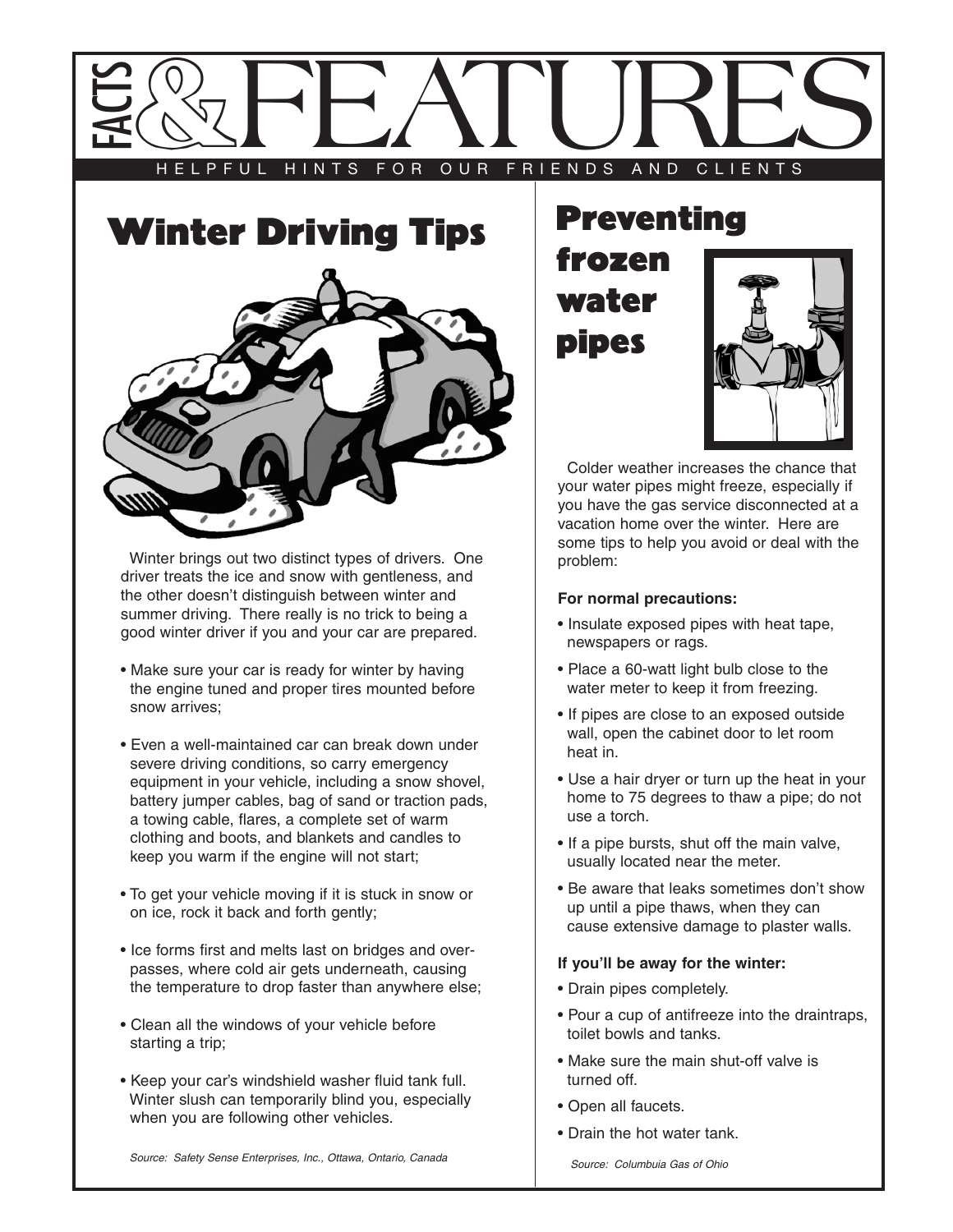# FACTS & FEATURES

HELPFUL HINTS FOR OUR FRIENDS AND CLIENTS

## Winter Driving Tips

Winter brings out two distinct types of drivers. One driver treats the ice and snow with gentleness, and the other doesn't distinguish between winter and summer driving. There really is no trick to being a good winter driver if you and your car are prepared.

- Make sure your car is ready for winter by having the engine tuned and proper tires mounted before snow arrives;
- Even a well-maintained car can break down under severe driving conditions, so carry emergency equipment in your vehicle, including a snow shovel, battery jumper cables, bag of sand or traction pads, a towing cable, flares, a complete set of warm clothing and boots, and blankets and candles to keep you warm if the engine will not start;
- To get your vehicle moving if it is stuck in snow or on ice, rock it back and forth gently;
- Ice forms first and melts last on bridges and overpasses, where cold air gets underneath, causing the temperature to drop faster than anywhere else;
- Clean all the windows of your vehicle before starting a trip;
- Keep your car's windshield washer fluid tank full. Winter slush can temporarily blind you, especially when you are following other vehicles.

*Source: Safety Sense Enterprises, Inc., Ottawa, Ontario, Canada*

## Preventing frozen water pipes

Colder weather increases the chance that your water pipes might freeze, especially if you have the gas service disconnected at a vacation home over the winter. Here are some tips to help you avoid or deal with the problem:

**For normal precautions:**

- Insulate exposed pipes with heat tape, newspapers or rags.
- Place a 60-watt light bulb close to the water meter to keep it from freezing.
- If pipes are close to an exposed outside wall, open the cabinet door to let room heat in.
- Use a hair dryer or turn up the heat in your home to 75 degrees to thaw a pipe; do not use a torch.
- If a pipe bursts, shut off the main valve, usually located near the meter.
- Be aware that leaks sometimes don't show up until a pipe thaws, when they can cause extensive damage to plaster walls.

**If you'll be away for the winter:**

- Drain pipes completely.
- Pour a cup of antifreeze into the draintraps, toilet bowls and tanks.
- Make sure the main shut-off valve is turned off.
- Open all faucets.
- Drain the hot water tank.

*Source: Columbuia Gas of Ohio*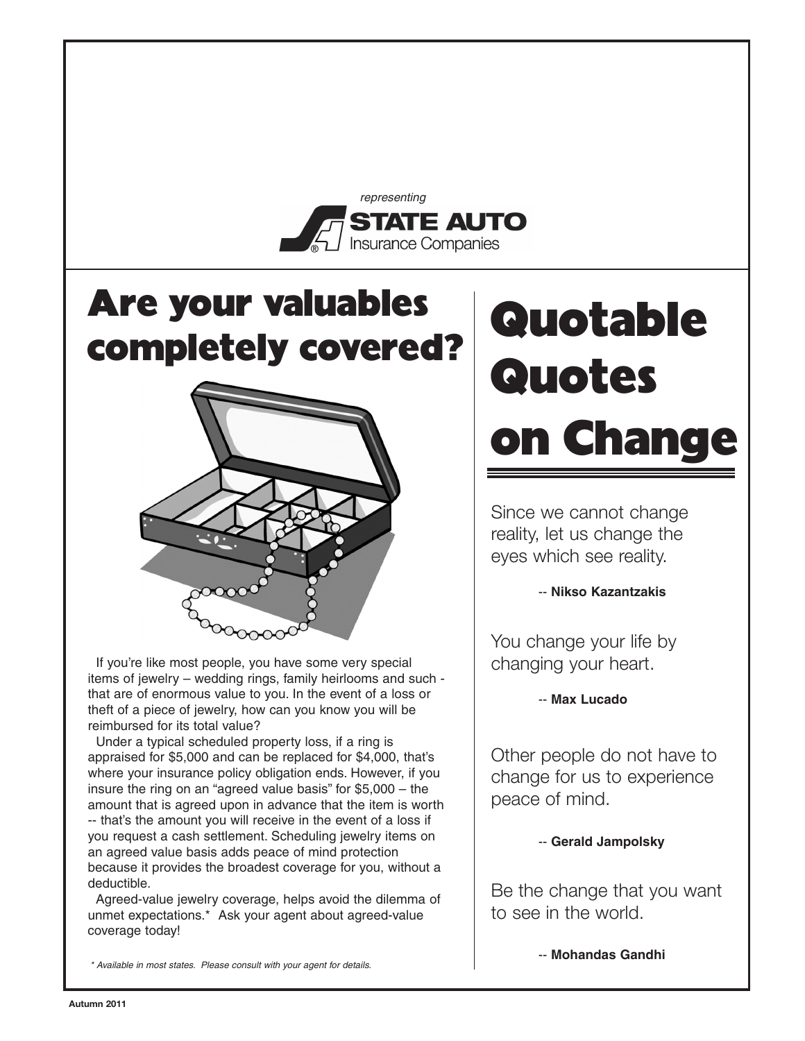representing

**STATE AUTO** Insurance Companies

# Are your valuables completely covered?

If you're like most people, you have some very special items of jewelry – wedding rings, family heirlooms and such - that are of enormous value to you. In the event of a loss or theft of a piece of jewelry, how can you know you will be reimbursed for its total value?

Under a typical scheduled property loss, if a ring is appraised for $5,000 and can be replaced for $4,000, that's where your insurance policy obligation ends. However, if you insure the ring on an "agreed value basis" for $5,000 – the amount that is agreed upon in advance that the item is worth -- that's the amount you will receive in the event of a loss if you request a cash settlement. Scheduling jewelry items on an agreed value basis adds peace of mind protection because it provides the broadest coverage for you, without a deductible.

Agreed-value jewelry coverage, helps avoid the dilemma of unmet expectations.* Ask your agent about agreed-value coverage today!

*\* Available in most states. Please consult with your agent for details.*

# Quotable Quotes on Change

Since we cannot change reality, let us change the eyes which see reality.

-- **Nikso Kazantzakis**

You change your life by changing your heart.

-- **Max Lucado**

Other people do not have to change for us to experience peace of mind.

-- **Gerald Jampolsky**

Be the change that you want to see in the world.

-- **Mohandas Gandhi**

Autumn 2011